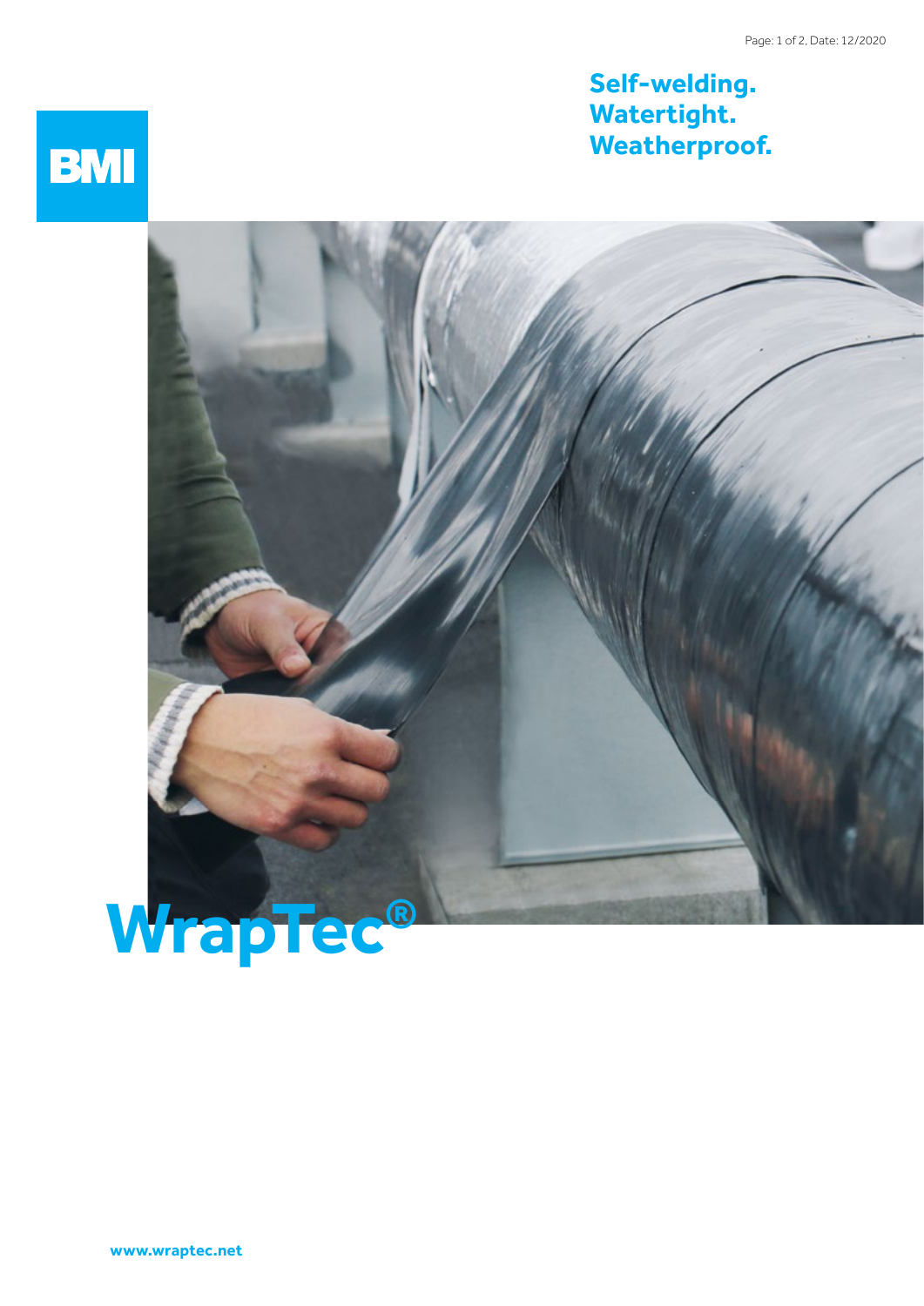BMI

**Self-welding.**
**Watertight.**
**Weatherproof.**

# WrapTec®

**www.wraptec.net**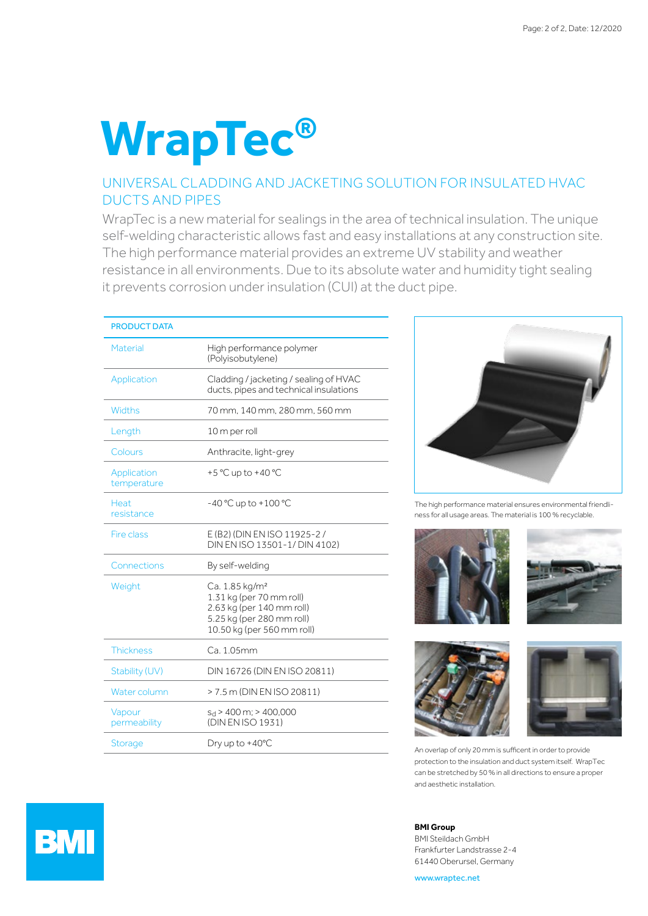# WrapTec®

## UNIVERSAL CLADDING AND JACKETING SOLUTION FOR INSULATED HVAC DUCTS AND PIPES

WrapTec is a new material for sealings in the area of technical insulation. The unique self-welding characteristic allows fast and easy installations at any construction site. The high performance material provides an extreme UV stability and weather resistance in all environments. Due to its absolute water and humidity tight sealing it prevents corrosion under insulation (CUI) at the duct pipe.

| PRODUCT DATA | |
|---|---|
| Material | High performance polymer (Polyisobutylene) |
| Application | Cladding / jacketing / sealing of HVAC ducts, pipes and technical insulations |
| Widths | 70 mm, 140 mm, 280 mm, 560 mm |
| Length | 10 m per roll |
| Colours | Anthracite, light-grey |
| Application temperature | +5 °C up to +40 °C |
| Heat resistance | -40 °C up to +100 °C |
| Fire class | E (B2) (DIN EN ISO 11925-2 / DIN EN ISO 13501-1/ DIN 4102) |
| Connections | By self-welding |
| Weight | Ca. 1.85 kg/m²<br>1.31 kg (per 70 mm roll)<br>2.63 kg (per 140 mm roll)<br>5.25 kg (per 280 mm roll)<br>10.50 kg (per 560 mm roll) |
| Thickness | Ca. 1.05mm |
| Stability (UV) | DIN 16726 (DIN EN ISO 20811) |
| Water column | > 7.5 m (DIN EN ISO 20811) |
| Vapour permeability | $s_d$ > 400 m; > 400,000 (DIN EN ISO 1931) |
| Storage | Dry up to +40°C |

The high performance material ensures environmental friendliness for all usage areas. The material is 100 % recyclable.

An overlap of only 20 mm is sufficent in order to provide protection to the insulation and duct system itself. WrapTec can be stretched by 50 % in all directions to ensure a proper and aesthetic installation.

**BMI Group**
BMI Steildach GmbH
Frankfurter Landstrasse 2-4
61440 Oberursel, Germany

www.wraptec.net